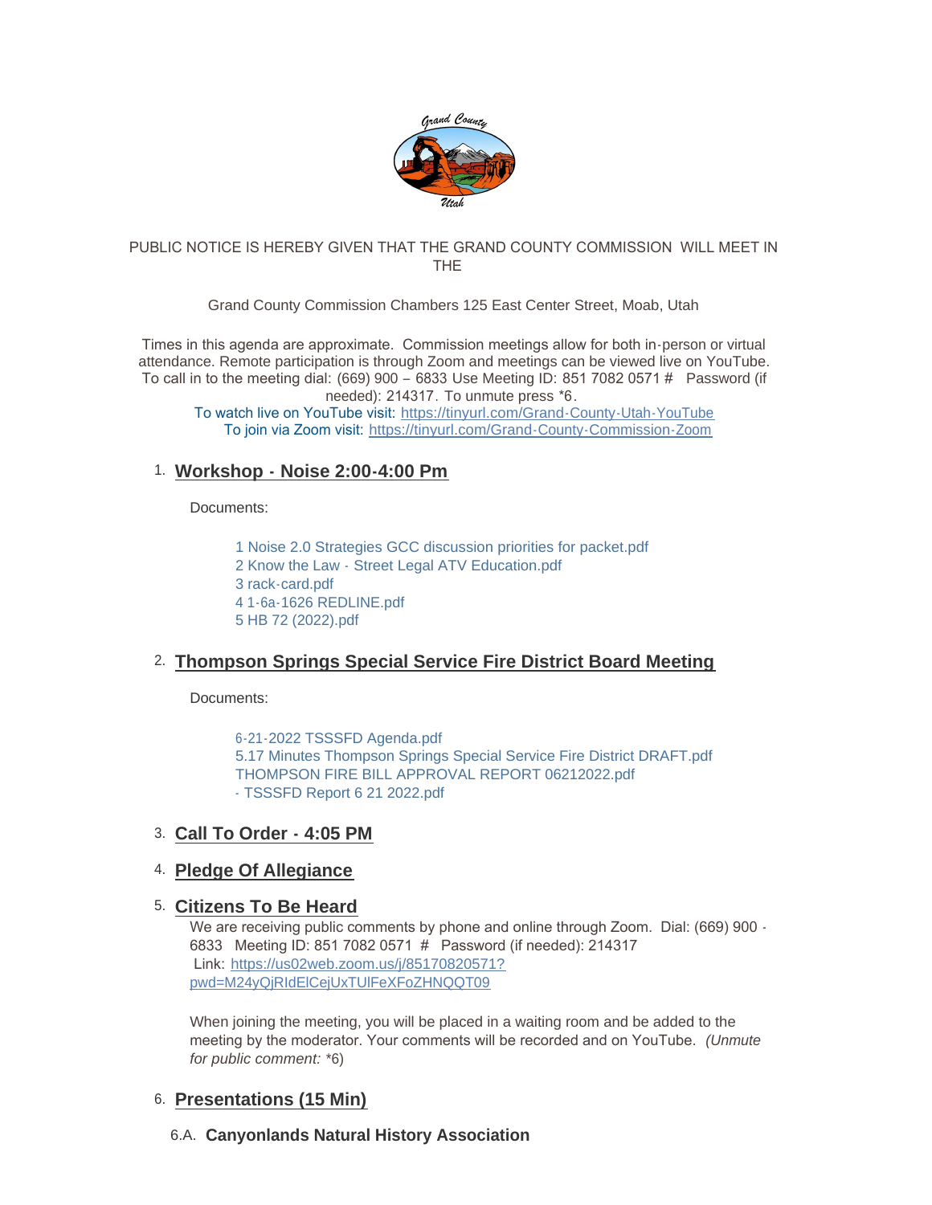PUBLIC NOTICE IS HEREBY GIVEN THAT THE GRAND COUNTY COMMISSION WILL MEET IN THE

Grand County Commission Chambers 125 East Center Street, Moab, Utah

Times in this agenda are approximate. Commission meetings allow for both in-person or virtual attendance. Remote participation is through Zoom and meetings can be viewed live on YouTube. To call in to the meeting dial: (669) 900 – 6833 Use Meeting ID: 851 7082 0571 # Password (if needed): 214317. To unmute press *6.

To watch live on YouTube visit: https://tinyurl.com/Grand-County-Utah-YouTube

To join via Zoom visit: https://tinyurl.com/Grand-County-Commission-Zoom

## 1. Workshop - Noise 2:00-4:00 Pm

Documents:

- 1 Noise 2.0 Strategies GCC discussion priorities for packet.pdf
- 2 Know the Law - Street Legal ATV Education.pdf
- 3 rack-card.pdf
- 4 1-6a-1626 REDLINE.pdf
- 5 HB 72 (2022).pdf

## 2. Thompson Springs Special Service Fire District Board Meeting

Documents:

- 6-21-2022 TSSSFD Agenda.pdf
- 5.17 Minutes Thompson Springs Special Service Fire District DRAFT.pdf
- THOMPSON FIRE BILL APPROVAL REPORT 06212022.pdf
- - TSSSFD Report 6 21 2022.pdf

## 3. Call To Order - 4:05 PM

## 4. Pledge Of Allegiance

## 5. Citizens To Be Heard

We are receiving public comments by phone and online through Zoom. Dial: (669) 900 - 6833 Meeting ID: 851 7082 0571 # Password (if needed): 214317
Link: https://us02web.zoom.us/j/85170820571?pwd=M24yQjRIdElCejUxTUlFeXFoZHNQQT09

When joining the meeting, you will be placed in a waiting room and be added to the meeting by the moderator. Your comments will be recorded and on YouTube. *(Unmute for public comment:* *6)

## 6. Presentations (15 Min)

### 6.A. Canyonlands Natural History Association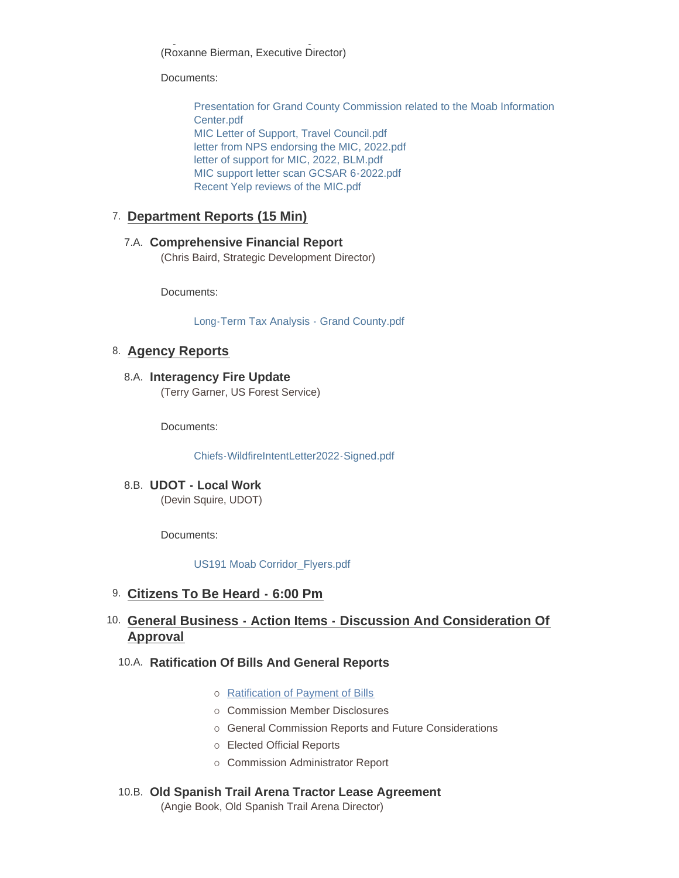(Roxanne Bierman, Executive Director)

Documents:

- Presentation for Grand County Commission related to the Moab Information Center.pdf
- MIC Letter of Support, Travel Council.pdf
- letter from NPS endorsing the MIC, 2022.pdf
- letter of support for MIC, 2022, BLM.pdf
- MIC support letter scan GCSAR 6-2022.pdf
- Recent Yelp reviews of the MIC.pdf

## 7. Department Reports (15 Min)

### 7.A. Comprehensive Financial Report

(Chris Baird, Strategic Development Director)

Documents:

- Long-Term Tax Analysis - Grand County.pdf

## 8. Agency Reports

### 8.A. Interagency Fire Update

(Terry Garner, US Forest Service)

Documents:

- Chiefs-WildfireIntentLetter2022-Signed.pdf

### 8.B. UDOT - Local Work

(Devin Squire, UDOT)

Documents:

- US191 Moab Corridor_Flyers.pdf

## 9. Citizens To Be Heard - 6:00 Pm

## 10. General Business - Action Items - Discussion And Consideration Of Approval

### 10.A. Ratification Of Bills And General Reports

- Ratification of Payment of Bills
- Commission Member Disclosures
- General Commission Reports and Future Considerations
- Elected Official Reports
- Commission Administrator Report

### 10.B. Old Spanish Trail Arena Tractor Lease Agreement

(Angie Book, Old Spanish Trail Arena Director)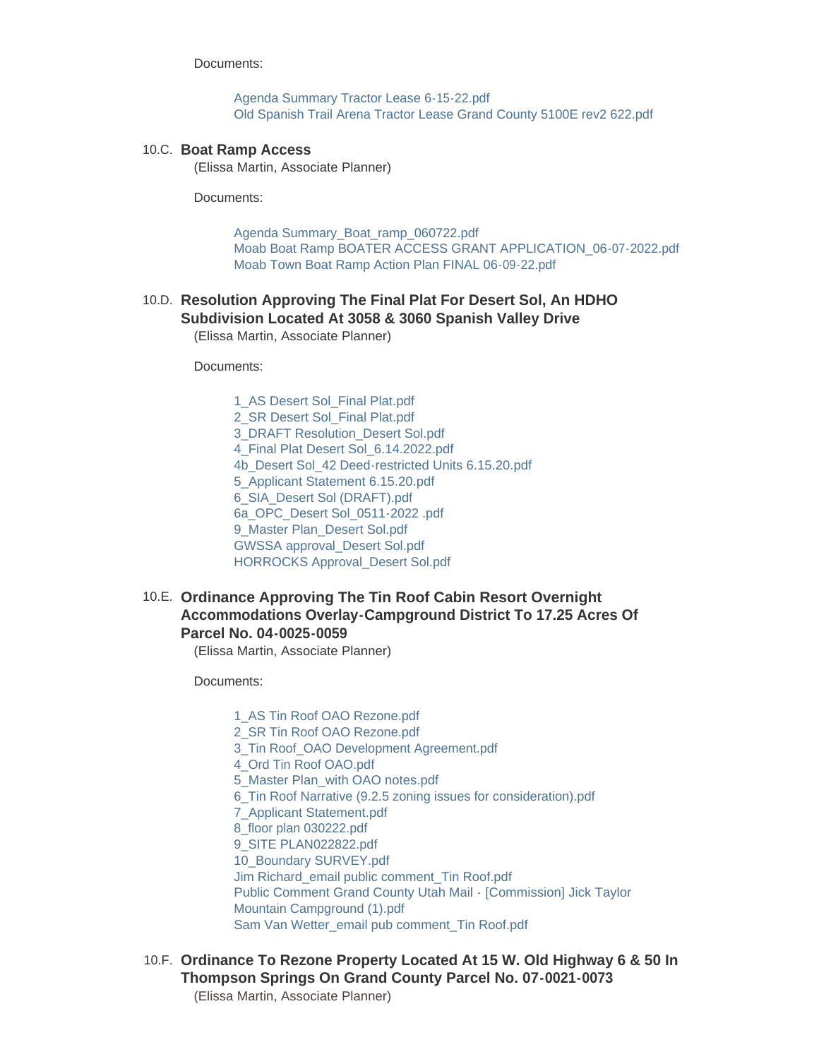Documents:

- Agenda Summary Tractor Lease 6-15-22.pdf
- Old Spanish Trail Arena Tractor Lease Grand County 5100E rev2 622.pdf

### 10.C. Boat Ramp Access

(Elissa Martin, Associate Planner)

Documents:

- Agenda Summary_Boat_ramp_060722.pdf
- Moab Boat Ramp BOATER ACCESS GRANT APPLICATION_06-07-2022.pdf
- Moab Town Boat Ramp Action Plan FINAL 06-09-22.pdf

### 10.D. Resolution Approving The Final Plat For Desert Sol, An HDHO Subdivision Located At 3058 & 3060 Spanish Valley Drive

(Elissa Martin, Associate Planner)

Documents:

- 1_AS Desert Sol_Final Plat.pdf
- 2_SR Desert Sol_Final Plat.pdf
- 3_DRAFT Resolution_Desert Sol.pdf
- 4_Final Plat Desert Sol_6.14.2022.pdf
- 4b_Desert Sol_42 Deed-restricted Units 6.15.20.pdf
- 5_Applicant Statement 6.15.20.pdf
- 6_SIA_Desert Sol (DRAFT).pdf
- 6a_OPC_Desert Sol_0511-2022 .pdf
- 9_Master Plan_Desert Sol.pdf
- GWSSA approval_Desert Sol.pdf
- HORROCKS Approval_Desert Sol.pdf

### 10.E. Ordinance Approving The Tin Roof Cabin Resort Overnight Accommodations Overlay-Campground District To 17.25 Acres Of Parcel No. 04-0025-0059

(Elissa Martin, Associate Planner)

Documents:

- 1_AS Tin Roof OAO Rezone.pdf
- 2_SR Tin Roof OAO Rezone.pdf
- 3_Tin Roof_OAO Development Agreement.pdf
- 4_Ord Tin Roof OAO.pdf
- 5_Master Plan_with OAO notes.pdf
- 6_Tin Roof Narrative (9.2.5 zoning issues for consideration).pdf
- 7_Applicant Statement.pdf
- 8_floor plan 030222.pdf
- 9_SITE PLAN022822.pdf
- 10_Boundary SURVEY.pdf
- Jim Richard_email public comment_Tin Roof.pdf
- Public Comment Grand County Utah Mail - [Commission] Jick Taylor Mountain Campground (1).pdf
- Sam Van Wetter_email pub comment_Tin Roof.pdf

### 10.F. Ordinance To Rezone Property Located At 15 W. Old Highway 6 & 50 In Thompson Springs On Grand County Parcel No. 07-0021-0073

(Elissa Martin, Associate Planner)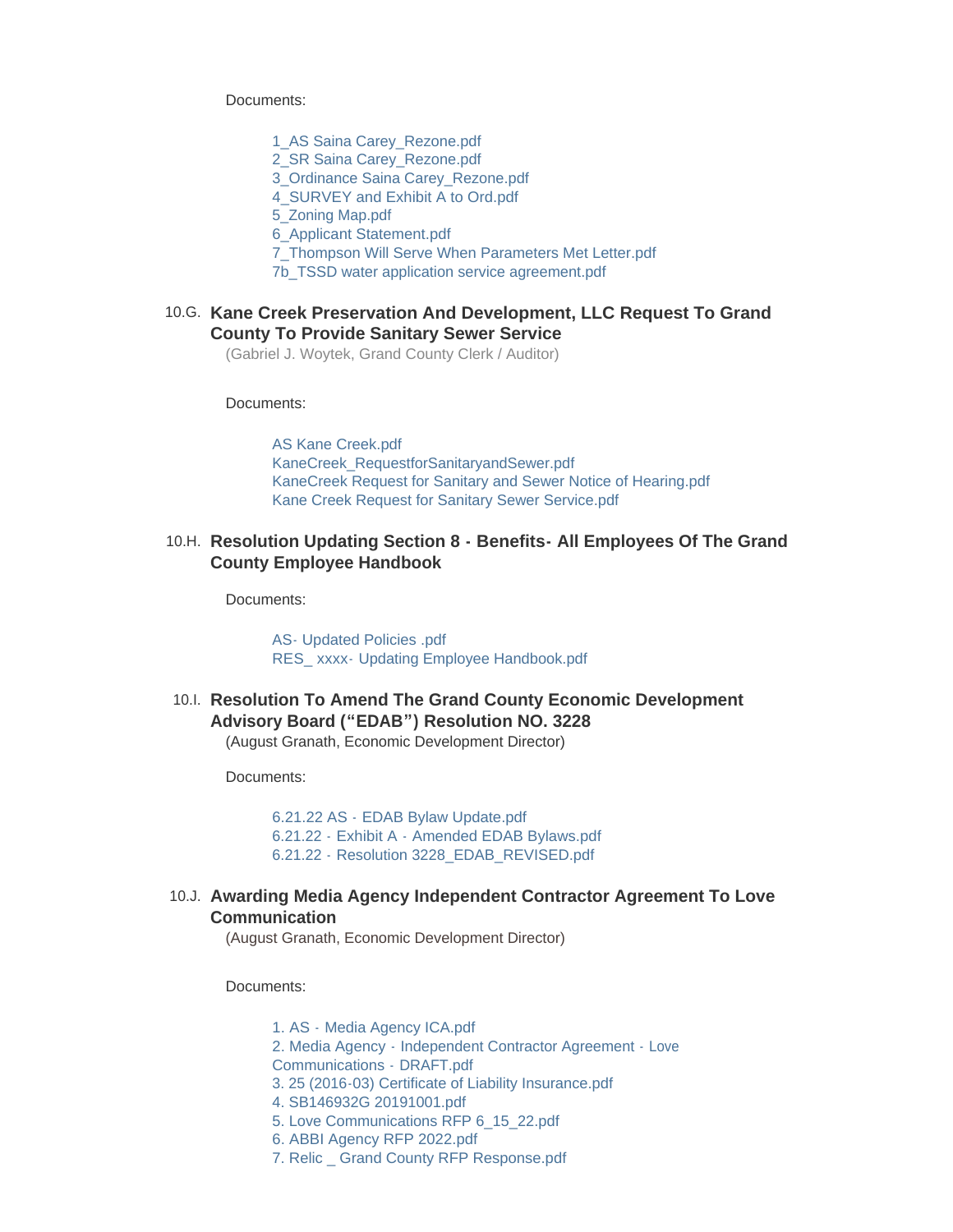Documents:

- 1_AS Saina Carey_Rezone.pdf
- 2_SR Saina Carey_Rezone.pdf
- 3_Ordinance Saina Carey_Rezone.pdf
- 4_SURVEY and Exhibit A to Ord.pdf
- 5_Zoning Map.pdf
- 6_Applicant Statement.pdf
- 7_Thompson Will Serve When Parameters Met Letter.pdf
- 7b_TSSD water application service agreement.pdf

### 10.G. Kane Creek Preservation And Development, LLC Request To Grand County To Provide Sanitary Sewer Service

(Gabriel J. Woytek, Grand County Clerk / Auditor)

Documents:

- AS Kane Creek.pdf
- KaneCreek_RequestforSanitaryandSewer.pdf
- KaneCreek Request for Sanitary and Sewer Notice of Hearing.pdf
- Kane Creek Request for Sanitary Sewer Service.pdf

### 10.H. Resolution Updating Section 8 - Benefits- All Employees Of The Grand County Employee Handbook

Documents:

- AS- Updated Policies .pdf
- RES_ xxxx- Updating Employee Handbook.pdf

### 10.I. Resolution To Amend The Grand County Economic Development Advisory Board ("EDAB") Resolution NO. 3228

(August Granath, Economic Development Director)

Documents:

- 6.21.22 AS - EDAB Bylaw Update.pdf
- 6.21.22 - Exhibit A - Amended EDAB Bylaws.pdf
- 6.21.22 - Resolution 3228_EDAB_REVISED.pdf

### 10.J. Awarding Media Agency Independent Contractor Agreement To Love Communication

(August Granath, Economic Development Director)

Documents:

1. AS - Media Agency ICA.pdf
2. Media Agency - Independent Contractor Agreement - Love Communications - DRAFT.pdf
3. 25 (2016-03) Certificate of Liability Insurance.pdf
4. SB146932G 20191001.pdf
5. Love Communications RFP 6_15_22.pdf
6. ABBI Agency RFP 2022.pdf
7. Relic _ Grand County RFP Response.pdf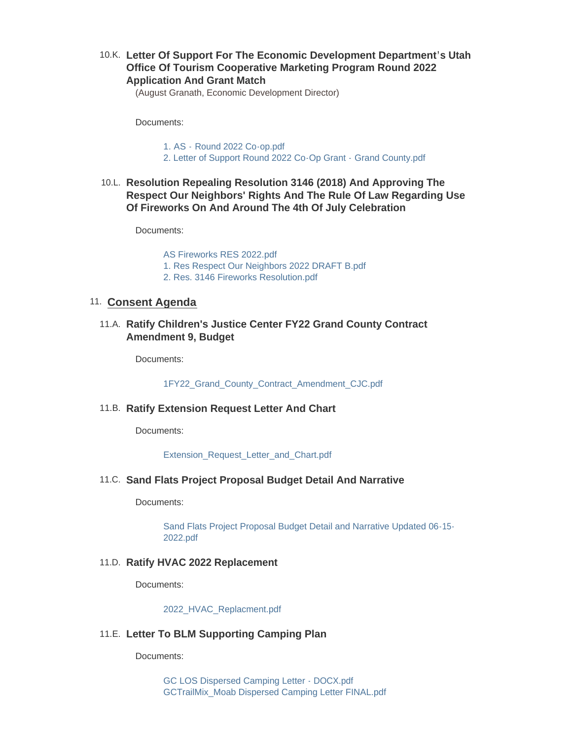### 10.K. Letter Of Support For The Economic Development Department's Utah Office Of Tourism Cooperative Marketing Program Round 2022 Application And Grant Match

(August Granath, Economic Development Director)

Documents:

1. AS - Round 2022 Co-op.pdf
2. Letter of Support Round 2022 Co-Op Grant - Grand County.pdf

### 10.L. Resolution Repealing Resolution 3146 (2018) And Approving The Respect Our Neighbors' Rights And The Rule Of Law Regarding Use Of Fireworks On And Around The 4th Of July Celebration

Documents:

AS Fireworks RES 2022.pdf
1. Res Respect Our Neighbors 2022 DRAFT B.pdf
2. Res. 3146 Fireworks Resolution.pdf

## 11. Consent Agenda

### 11.A. Ratify Children's Justice Center FY22 Grand County Contract Amendment 9, Budget

Documents:

1FY22_Grand_County_Contract_Amendment_CJC.pdf

### 11.B. Ratify Extension Request Letter And Chart

Documents:

Extension_Request_Letter_and_Chart.pdf

### 11.C. Sand Flats Project Proposal Budget Detail And Narrative

Documents:

Sand Flats Project Proposal Budget Detail and Narrative Updated 06-15-2022.pdf

### 11.D. Ratify HVAC 2022 Replacement

Documents:

2022_HVAC_Replacment.pdf

### 11.E. Letter To BLM Supporting Camping Plan

Documents:

GC LOS Dispersed Camping Letter - DOCX.pdf
GCTrailMix_Moab Dispersed Camping Letter FINAL.pdf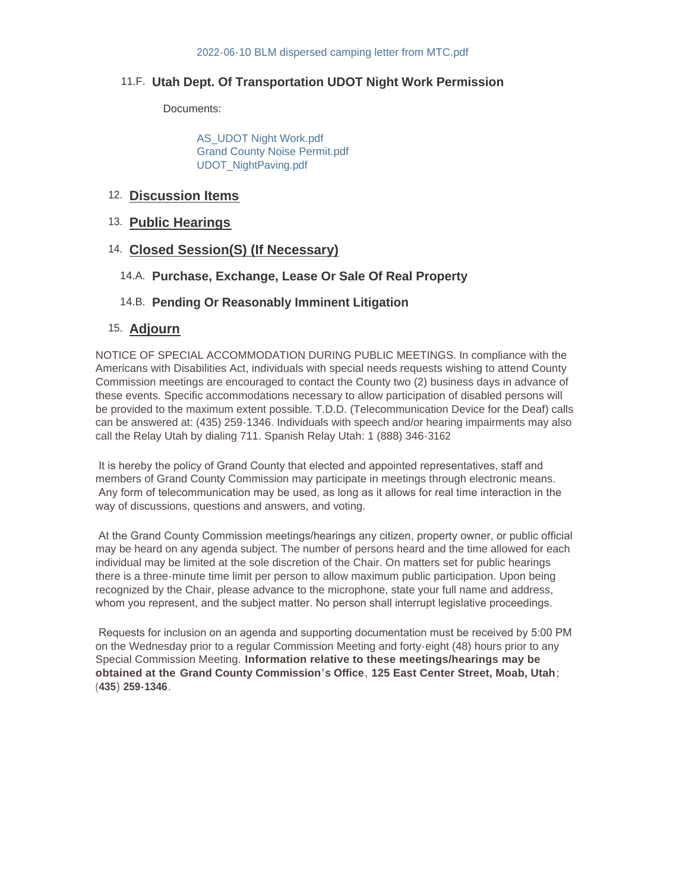2022-06-10 BLM dispersed camping letter from MTC.pdf

### 11.F. Utah Dept. Of Transportation UDOT Night Work Permission

Documents:

AS_UDOT Night Work.pdf
Grand County Noise Permit.pdf
UDOT_NightPaving.pdf

## 12. Discussion Items

## 13. Public Hearings

## 14. Closed Session(S) (If Necessary)

### 14.A. Purchase, Exchange, Lease Or Sale Of Real Property

### 14.B. Pending Or Reasonably Imminent Litigation

## 15. Adjourn

NOTICE OF SPECIAL ACCOMMODATION DURING PUBLIC MEETINGS. In compliance with the Americans with Disabilities Act, individuals with special needs requests wishing to attend County Commission meetings are encouraged to contact the County two (2) business days in advance of these events. Specific accommodations necessary to allow participation of disabled persons will be provided to the maximum extent possible. T.D.D. (Telecommunication Device for the Deaf) calls can be answered at: (435) 259-1346. Individuals with speech and/or hearing impairments may also call the Relay Utah by dialing 711. Spanish Relay Utah: 1 (888) 346-3162

It is hereby the policy of Grand County that elected and appointed representatives, staff and members of Grand County Commission may participate in meetings through electronic means. Any form of telecommunication may be used, as long as it allows for real time interaction in the way of discussions, questions and answers, and voting.

At the Grand County Commission meetings/hearings any citizen, property owner, or public official may be heard on any agenda subject. The number of persons heard and the time allowed for each individual may be limited at the sole discretion of the Chair. On matters set for public hearings there is a three-minute time limit per person to allow maximum public participation. Upon being recognized by the Chair, please advance to the microphone, state your full name and address, whom you represent, and the subject matter. No person shall interrupt legislative proceedings.

Requests for inclusion on an agenda and supporting documentation must be received by 5:00 PM on the Wednesday prior to a regular Commission Meeting and forty-eight (48) hours prior to any Special Commission Meeting. **Information relative to these meetings/hearings may be obtained at the Grand County Commission's Office**, **125 East Center Street, Moab, Utah**; (**435**) **259-1346**.